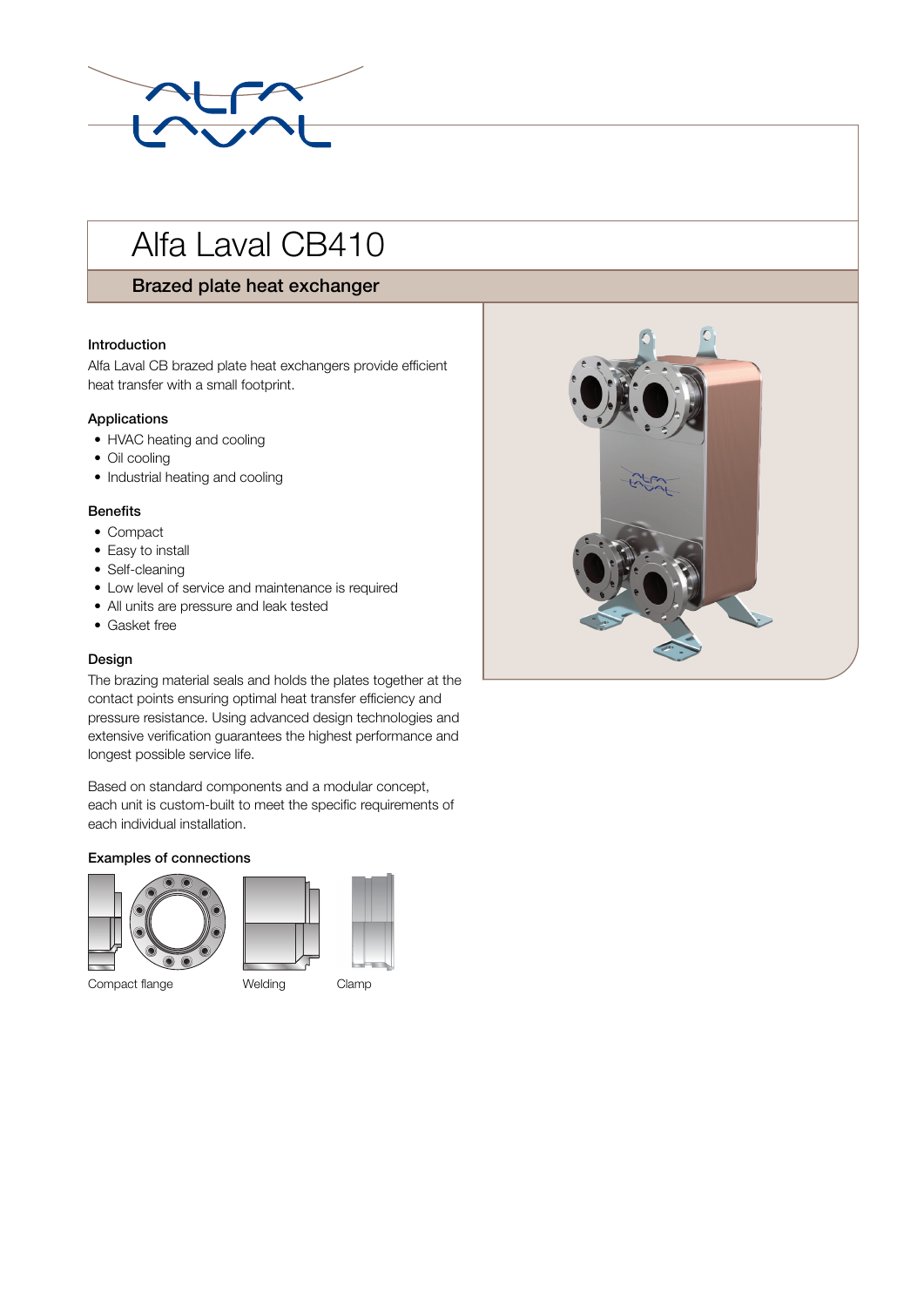# Alfa Laval CB410

## Brazed plate heat exchanger

### Introduction

Alfa Laval CB brazed plate heat exchangers provide efficient heat transfer with a small footprint.

### Applications

- HVAC heating and cooling
- Oil cooling
- Industrial heating and cooling

### Benefits

- Compact
- Easy to install
- Self-cleaning
- Low level of service and maintenance is required
- All units are pressure and leak tested
- Gasket free

### Design

The brazing material seals and holds the plates together at the contact points ensuring optimal heat transfer efficiency and pressure resistance. Using advanced design technologies and extensive verification guarantees the highest performance and longest possible service life.

Based on standard components and a modular concept, each unit is custom-built to meet the specific requirements of each individual installation.

### Examples of connections

Compact flange

Welding

Clamp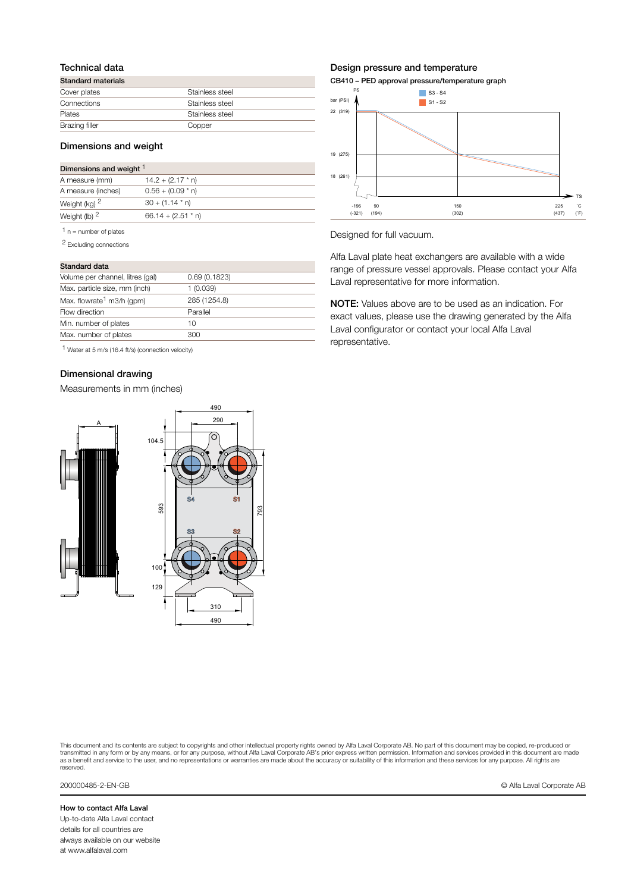## Technical data

| Standard materials | |
|---|---|
| Cover plates | Stainless steel |
| Connections | Stainless steel |
| Plates | Stainless steel |
| Brazing filler | Copper |

## Dimensions and weight

| Dimensions and weight [1] | |
|---|---|
| A measure (mm) | 14.2 + (2.17 * n) |
| A measure (inches) | 0.56 + (0.09 * n) |
| Weight (kg) [2] | 30 + (1.14 * n) |
| Weight (lb) [2] | 66.14 + (2.51 * n) |

[1] n = number of plates

[2] Excluding connections

| Standard data | |
|---|---|
| Volume per channel, litres (gal) | 0.69 (0.1823) |
| Max. particle size, mm (inch) | 1 (0.039) |
| Max. flowrate[1] m3/h (gpm) | 285 (1254.8) |
| Flow direction | Parallel |
| Min. number of plates | 10 |
| Max. number of plates | 300 |

[1] Water at 5 m/s (16.4 ft/s) (connection velocity)

## Dimensional drawing

Measurements in mm (inches)

A

490
290
104.5
593
793
100
129
310
490

S4 S1 S3 S2

## Design pressure and temperature

**CB410 – PED approval pressure/temperature graph**

PS
bar (PSI)
22 (319)
19 (275)
18 (261)

S3 - S4
S1 - S2

TS
-196 (-321)
90 (194)
150 (302)
225 (437)
°C (°F)

Designed for full vacuum.

Alfa Laval plate heat exchangers are available with a wide range of pressure vessel approvals. Please contact your Alfa Laval representative for more information.

**NOTE:** Values above are to be used as an indication. For exact values, please use the drawing generated by the Alfa Laval configurator or contact your local Alfa Laval representative.

This document and its contents are subject to copyrights and other intellectual property rights owned by Alfa Laval Corporate AB. No part of this document may be copied, re-produced or transmitted in any form or by any means, or for any purpose, without Alfa Laval Corporate AB's prior express written permission. Information and services provided in this document are made as a benefit and service to the user, and no representations or warranties are made about the accuracy or suitability of this information and these services for any purpose. All rights are reserved.

200000485-2-EN-GB

© Alfa Laval Corporate AB

**How to contact Alfa Laval**

Up-to-date Alfa Laval contact details for all countries are always available on our website at www.alfalaval.com